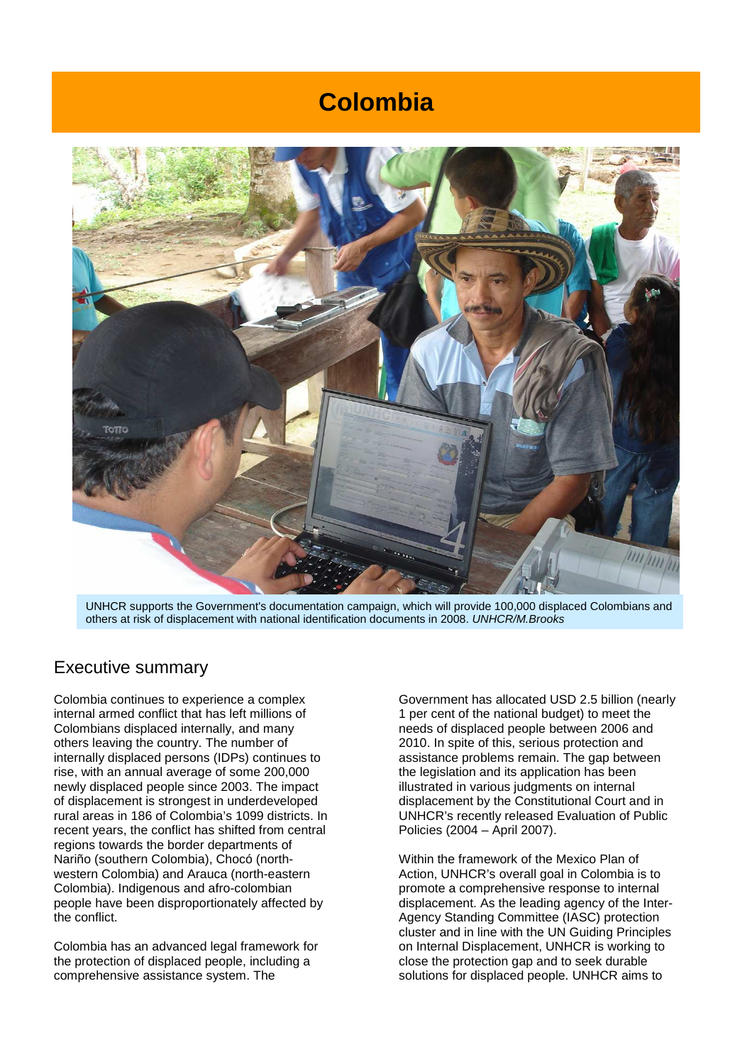# Colombia

UNHCR supports the Government's documentation campaign, which will provide 100,000 displaced Colombians and others at risk of displacement with national identification documents in 2008. *UNHCR/M.Brooks*

## Executive summary

Colombia continues to experience a complex internal armed conflict that has left millions of Colombians displaced internally, and many others leaving the country. The number of internally displaced persons (IDPs) continues to rise, with an annual average of some 200,000 newly displaced people since 2003. The impact of displacement is strongest in underdeveloped rural areas in 186 of Colombia's 1099 districts. In recent years, the conflict has shifted from central regions towards the border departments of Nariño (southern Colombia), Chocó (north-western Colombia) and Arauca (north-eastern Colombia). Indigenous and afro-colombian people have been disproportionately affected by the conflict.

Colombia has an advanced legal framework for the protection of displaced people, including a comprehensive assistance system. The Government has allocated USD 2.5 billion (nearly 1 per cent of the national budget) to meet the needs of displaced people between 2006 and 2010. In spite of this, serious protection and assistance problems remain. The gap between the legislation and its application has been illustrated in various judgments on internal displacement by the Constitutional Court and in UNHCR's recently released Evaluation of Public Policies (2004 – April 2007).

Within the framework of the Mexico Plan of Action, UNHCR's overall goal in Colombia is to promote a comprehensive response to internal displacement. As the leading agency of the Inter-Agency Standing Committee (IASC) protection cluster and in line with the UN Guiding Principles on Internal Displacement, UNHCR is working to close the protection gap and to seek durable solutions for displaced people. UNHCR aims to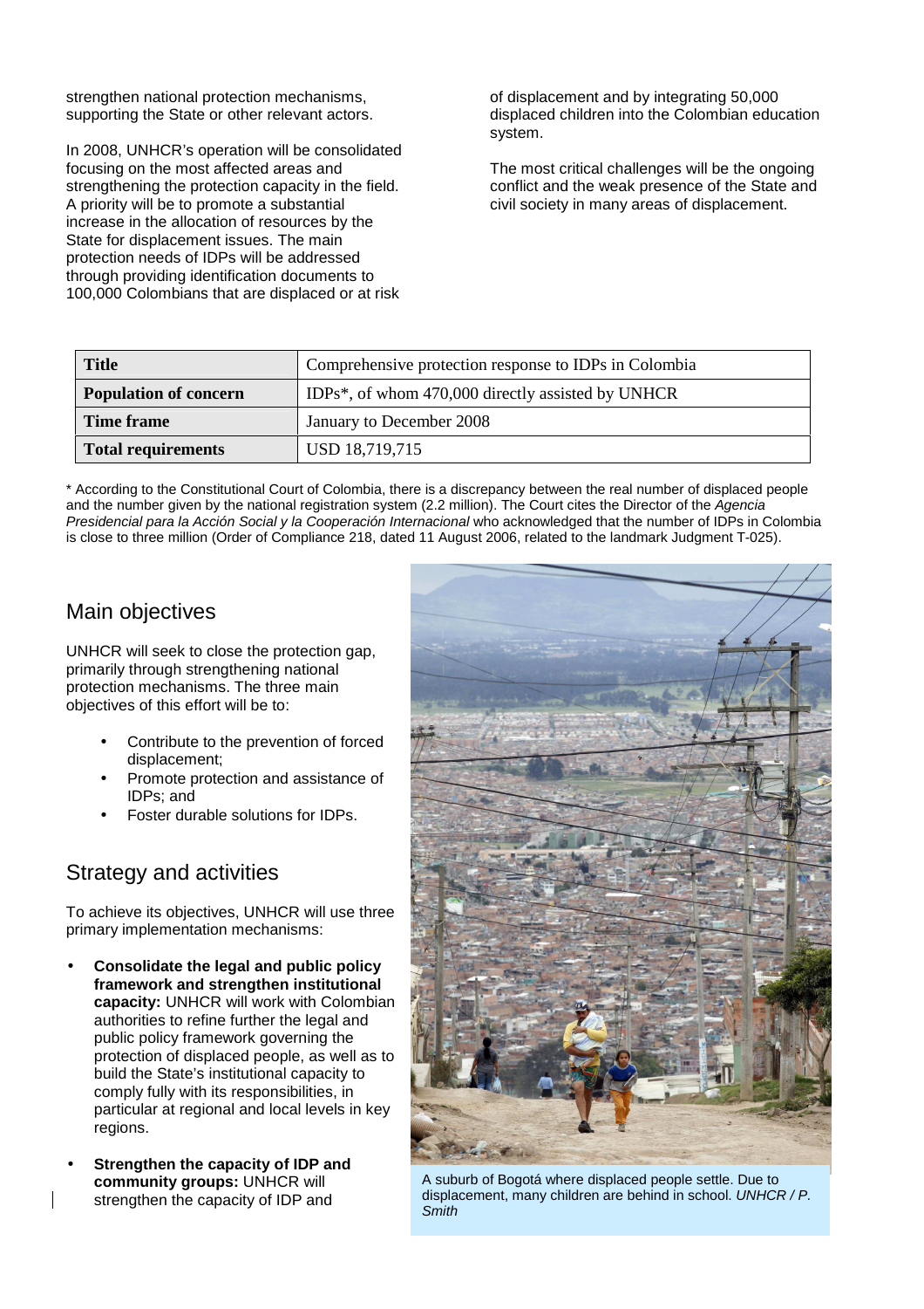strengthen national protection mechanisms, supporting the State or other relevant actors.

In 2008, UNHCR's operation will be consolidated focusing on the most affected areas and strengthening the protection capacity in the field. A priority will be to promote a substantial increase in the allocation of resources by the State for displacement issues. The main protection needs of IDPs will be addressed through providing identification documents to 100,000 Colombians that are displaced or at risk of displacement and by integrating 50,000 displaced children into the Colombian education system.

The most critical challenges will be the ongoing conflict and the weak presence of the State and civil society in many areas of displacement.

| **Title** | Comprehensive protection response to IDPs in Colombia |
|---|---|
| **Population of concern** | IDPs*, of whom 470,000 directly assisted by UNHCR |
| **Time frame** | January to December 2008 |
| **Total requirements** | USD 18,719,715 |

\* According to the Constitutional Court of Colombia, there is a discrepancy between the real number of displaced people and the number given by the national registration system (2.2 million). The Court cites the Director of the *Agencia Presidencial para la Acción Social y la Cooperación Internacional* who acknowledged that the number of IDPs in Colombia is close to three million (Order of Compliance 218, dated 11 August 2006, related to the landmark Judgment T-025).

## Main objectives

UNHCR will seek to close the protection gap, primarily through strengthening national protection mechanisms. The three main objectives of this effort will be to:

- Contribute to the prevention of forced displacement;
- Promote protection and assistance of IDPs; and
- Foster durable solutions for IDPs.

## Strategy and activities

To achieve its objectives, UNHCR will use three primary implementation mechanisms:

- **Consolidate the legal and public policy framework and strengthen institutional capacity:** UNHCR will work with Colombian authorities to refine further the legal and public policy framework governing the protection of displaced people, as well as to build the State's institutional capacity to comply fully with its responsibilities, in particular at regional and local levels in key regions.

- **Strengthen the capacity of IDP and community groups:** UNHCR will strengthen the capacity of IDP and

A suburb of Bogotá where displaced people settle. Due to displacement, many children are behind in school. *UNHCR / P. Smith*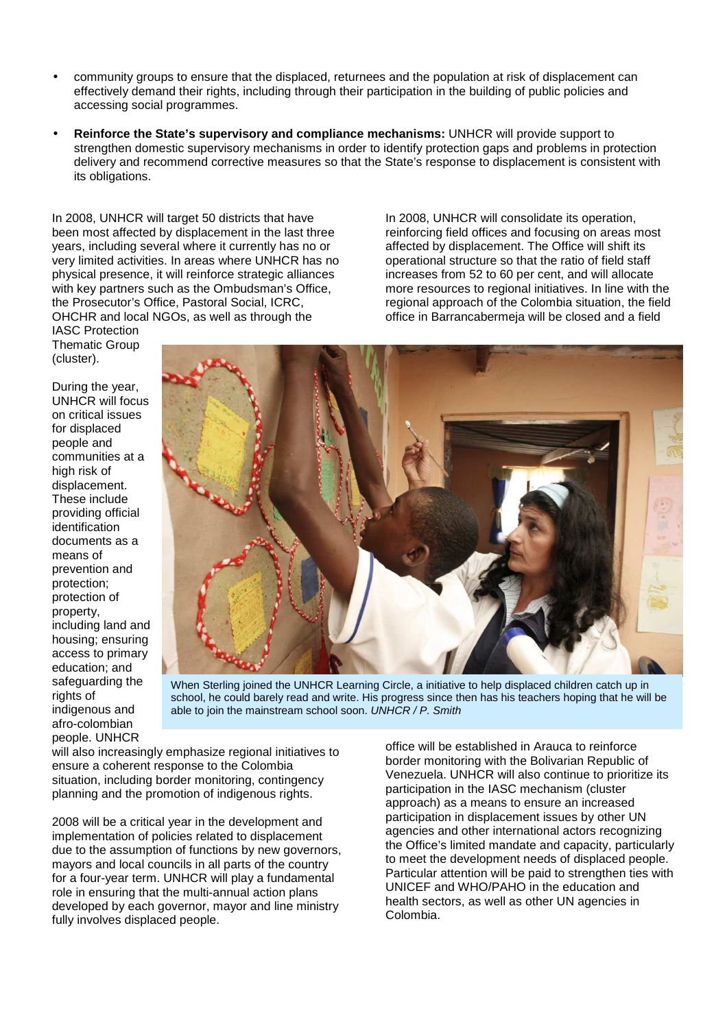- community groups to ensure that the displaced, returnees and the population at risk of displacement can effectively demand their rights, including through their participation in the building of public policies and accessing social programmes.
- **Reinforce the State's supervisory and compliance mechanisms:** UNHCR will provide support to strengthen domestic supervisory mechanisms in order to identify protection gaps and problems in protection delivery and recommend corrective measures so that the State's response to displacement is consistent with its obligations.

In 2008, UNHCR will target 50 districts that have been most affected by displacement in the last three years, including several where it currently has no or very limited activities. In areas where UNHCR has no physical presence, it will reinforce strategic alliances with key partners such as the Ombudsman's Office, the Prosecutor's Office, Pastoral Social, ICRC, OHCHR and local NGOs, as well as through the IASC Protection Thematic Group (cluster).

During the year, UNHCR will focus on critical issues for displaced people and communities at a high risk of displacement. These include providing official identification documents as a means of prevention and protection; protection of property, including land and housing; ensuring access to primary education; and safeguarding the rights of indigenous and afro-colombian people. UNHCR will also increasingly emphasize regional initiatives to ensure a coherent response to the Colombia situation, including border monitoring, contingency planning and the promotion of indigenous rights.

When Sterling joined the UNHCR Learning Circle, a initiative to help displaced children catch up in school, he could barely read and write. His progress since then has his teachers hoping that he will be able to join the mainstream school soon. *UNHCR / P. Smith*

2008 will be a critical year in the development and implementation of policies related to displacement due to the assumption of functions by new governors, mayors and local councils in all parts of the country for a four-year term. UNHCR will play a fundamental role in ensuring that the multi-annual action plans developed by each governor, mayor and line ministry fully involves displaced people.

In 2008, UNHCR will consolidate its operation, reinforcing field offices and focusing on areas most affected by displacement. The Office will shift its operational structure so that the ratio of field staff increases from 52 to 60 per cent, and will allocate more resources to regional initiatives. In line with the regional approach of the Colombia situation, the field office in Barrancabermeja will be closed and a field office will be established in Arauca to reinforce border monitoring with the Bolivarian Republic of Venezuela. UNHCR will also continue to prioritize its participation in the IASC mechanism (cluster approach) as a means to ensure an increased participation in displacement issues by other UN agencies and other international actors recognizing the Office's limited mandate and capacity, particularly to meet the development needs of displaced people. Particular attention will be paid to strengthen ties with UNICEF and WHO/PAHO in the education and health sectors, as well as other UN agencies in Colombia.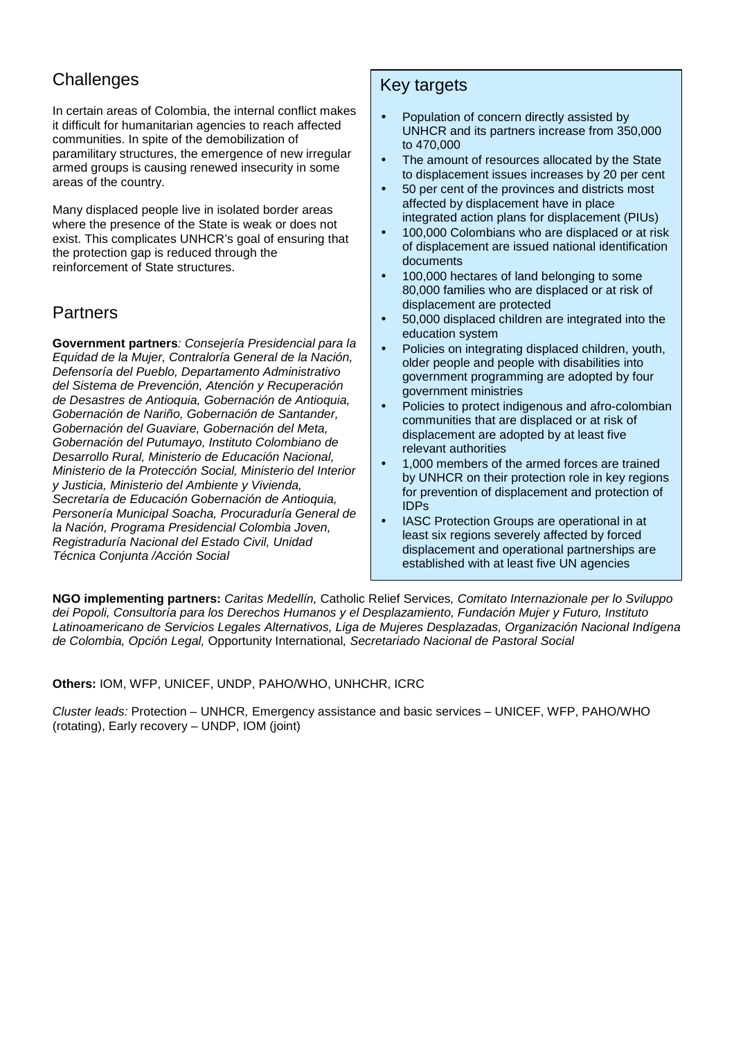## Challenges

In certain areas of Colombia, the internal conflict makes it difficult for humanitarian agencies to reach affected communities. In spite of the demobilization of paramilitary structures, the emergence of new irregular armed groups is causing renewed insecurity in some areas of the country.

Many displaced people live in isolated border areas where the presence of the State is weak or does not exist. This complicates UNHCR's goal of ensuring that the protection gap is reduced through the reinforcement of State structures.

## Partners

**Government partners**: *Consejería Presidencial para la Equidad de la Mujer, Contraloría General de la Nación, Defensoría del Pueblo, Departamento Administrativo del Sistema de Prevención, Atención y Recuperación de Desastres de Antioquia, Gobernación de Antioquia, Gobernación de Nariño, Gobernación de Santander, Gobernación del Guaviare, Gobernación del Meta, Gobernación del Putumayo, Instituto Colombiano de Desarrollo Rural, Ministerio de Educación Nacional, Ministerio de la Protección Social, Ministerio del Interior y Justicia, Ministerio del Ambiente y Vivienda, Secretaría de Educación Gobernación de Antioquia, Personería Municipal Soacha, Procuraduría General de la Nación, Programa Presidencial Colombia Joven, Registraduría Nacional del Estado Civil, Unidad Técnica Conjunta /Acción Social*

## Key targets

- Population of concern directly assisted by UNHCR and its partners increase from 350,000 to 470,000
- The amount of resources allocated by the State to displacement issues increases by 20 per cent
- 50 per cent of the provinces and districts most affected by displacement have in place integrated action plans for displacement (PIUs)
- 100,000 Colombians who are displaced or at risk of displacement are issued national identification documents
- 100,000 hectares of land belonging to some 80,000 families who are displaced or at risk of displacement are protected
- 50,000 displaced children are integrated into the education system
- Policies on integrating displaced children, youth, older people and people with disabilities into government programming are adopted by four government ministries
- Policies to protect indigenous and afro-colombian communities that are displaced or at risk of displacement are adopted by at least five relevant authorities
- 1,000 members of the armed forces are trained by UNHCR on their protection role in key regions for prevention of displacement and protection of IDPs
- IASC Protection Groups are operational in at least six regions severely affected by forced displacement and operational partnerships are established with at least five UN agencies

**NGO implementing partners:** *Caritas Medellín,* Catholic Relief Services*, Comitato Internazionale per lo Sviluppo dei Popoli, Consultoría para los Derechos Humanos y el Desplazamiento, Fundación Mujer y Futuro, Instituto Latinoamericano de Servicios Legales Alternativos, Liga de Mujeres Desplazadas, Organización Nacional Indígena de Colombia, Opción Legal,* Opportunity International*, Secretariado Nacional de Pastoral Social*

**Others:** IOM, WFP, UNICEF, UNDP, PAHO/WHO, UNHCHR, ICRC

*Cluster leads:* Protection – UNHCR, Emergency assistance and basic services – UNICEF, WFP, PAHO/WHO (rotating), Early recovery – UNDP, IOM (joint)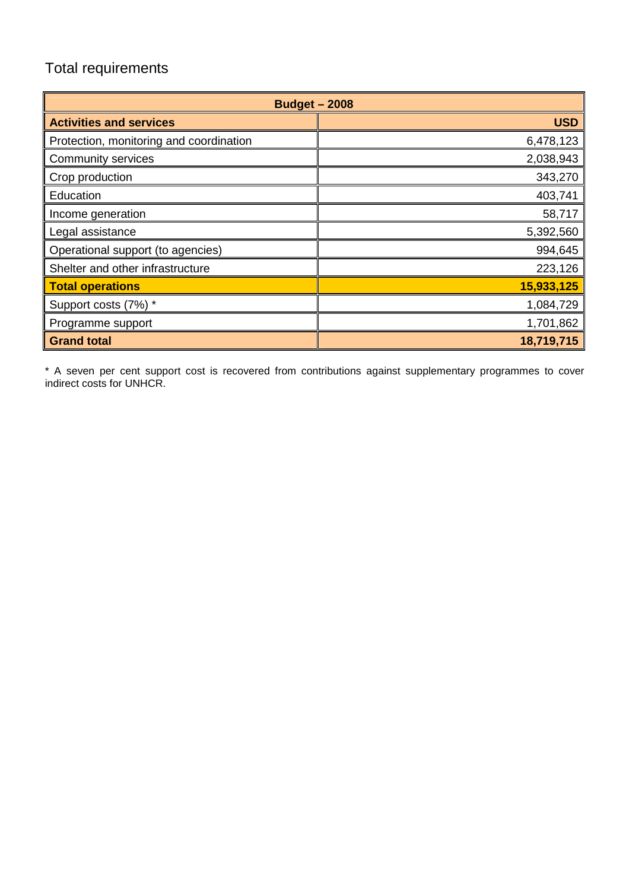## Total requirements

| Budget – 2008 | |
|---|---|
| **Activities and services** | **USD** |
| Protection, monitoring and coordination | 6,478,123 |
| Community services | 2,038,943 |
| Crop production | 343,270 |
| Education | 403,741 |
| Income generation | 58,717 |
| Legal assistance | 5,392,560 |
| Operational support (to agencies) | 994,645 |
| Shelter and other infrastructure | 223,126 |
| **Total operations** | **15,933,125** |
| Support costs (7%) * | 1,084,729 |
| Programme support | 1,701,862 |
| **Grand total** | **18,719,715** |

* A seven per cent support cost is recovered from contributions against supplementary programmes to cover indirect costs for UNHCR.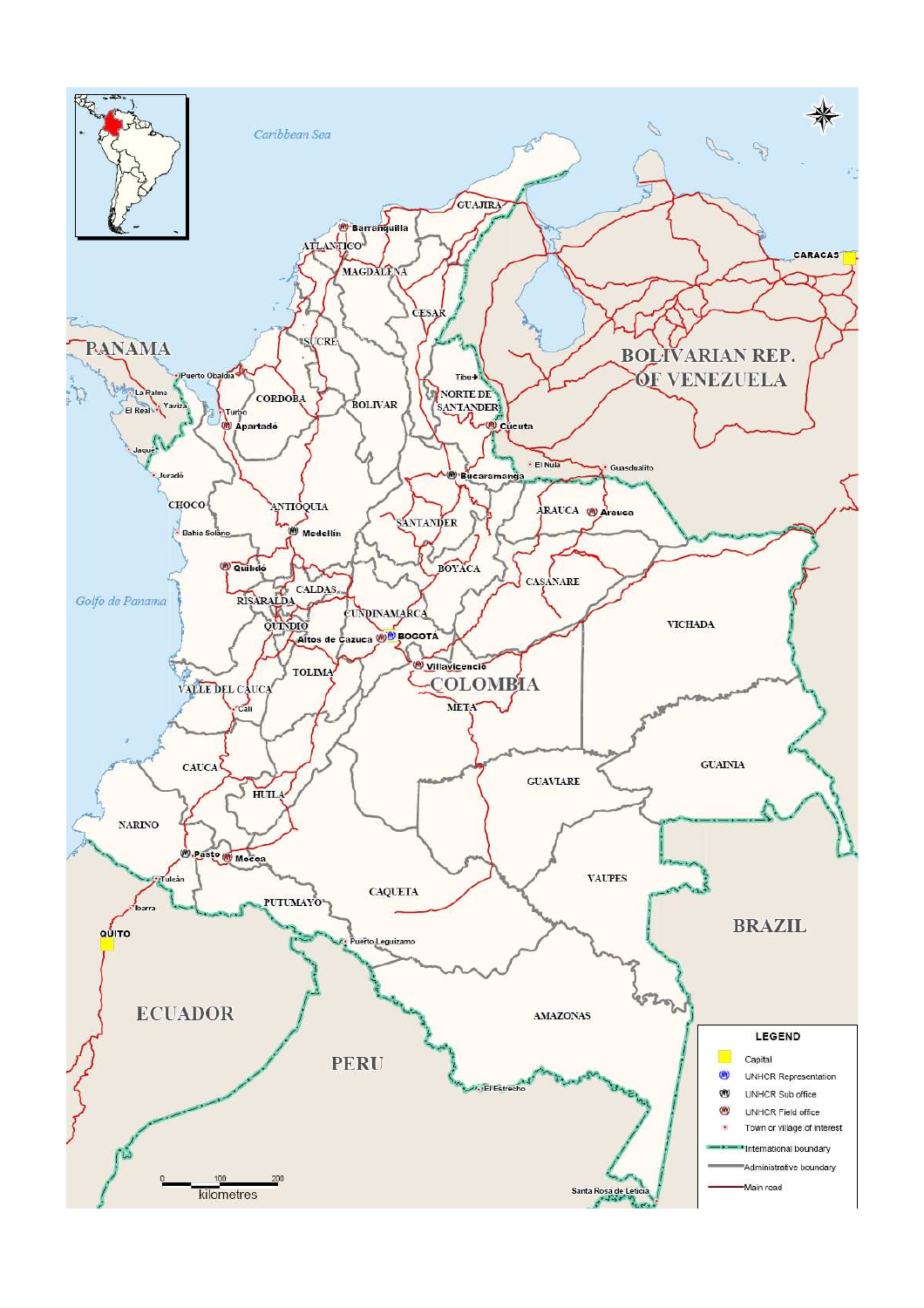Caribbean Sea

PANAMA

BOLIVARIAN REP. OF VENEZUELA

CARACAS

COLOMBIA

ECUADOR

PERU

BRAZIL

QUITO

Golfo de Panama

GUAJIRA

ATLANTICO

MAGDALENA

CESAR

SUCRE

CORDOBA

BOLIVAR

NORTE DE SANTANDER

ANTIOQUIA

CHOCO

SANTANDER

ARAUCA

BOYACA

CASANARE

CALDAS

RISARALDA

CUNDINAMARCA

QUINDIO

VICHADA

TOLIMA

VALLE DEL CAUCA

META

CAUCA

HUILA

GUAVIARE

GUAINIA

NARINO

PUTUMAYO

CAQUETA

VAUPES

AMAZONAS

Barranquilla

Puerto Obaldia

La Palma

Yaviza

El Real

Turbo

Apartadó

Jaqué

Juradó

Tibu

Cúcuta

El Nula

Guasdualito

Bucaramanga

Arauca

Medellín

Bahia Solano

Quibdó

Altos de Cazuca

BOGOTA

Villavicencio

Cali

Pasto

Mocoa

Tulcán

Ibarra

Puerto Leguizamo

El Estrecho

Santa Rosa de Leticia

0 100 200

kilometres

LEGEND

Capital

UNHCR Representation

UNHCR Sub office

UNHCR Field office

Town or village of interest

International boundary

Administrative boundary

Main road